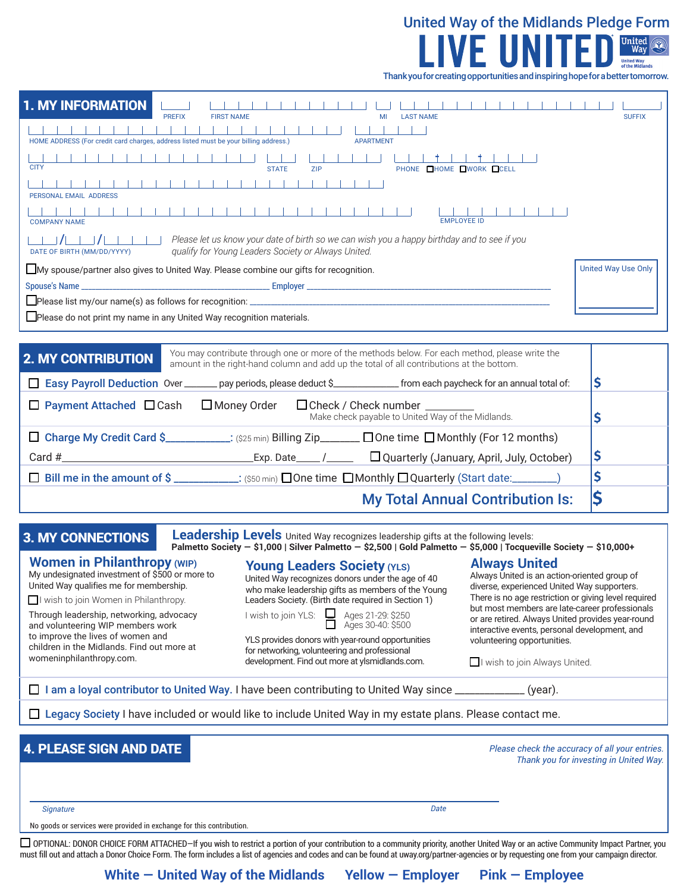# United Way of the Midlands Pledge Form

# LIVE UNITED

United Way of the Midlands

Thank you for creating opportunities and inspiring hope for a better tomorrow.

## 1. MY INFORMATION

PREFIX | FIRST NAME | MI | LAST NAME | SUFFIX

HOME ADDRESS (For credit card charges, address listed must be your billing address.) | APARTMENT

CITY | STATE | ZIP | PHONE ☐HOME ☐WORK ☐CELL

PERSONAL EMAIL ADDRESS

COMPANY NAME | EMPLOYEE ID

___/___/_____
DATE OF BIRTH (MM/DD/YYYY)

*Please let us know your date of birth so we can wish you a happy birthday and to see if you qualify for Young Leaders Society or Always United.*

☐ My spouse/partner also gives to United Way. Please combine our gifts for recognition.

Spouse's Name ______________________ Employer ______________________

☐ Please list my/our name(s) as follows for recognition: ______________________

☐ Please do not print my name in any United Way recognition materials.

United Way Use Only

## 2. MY CONTRIBUTION

You may contribute through one or more of the methods below. For each method, please write the amount in the right-hand column and add up the total of all contributions at the bottom.

| | |
|---|---|
| ☐ **Easy Payroll Deduction** Over ______ pay periods, please deduct $____________ from each paycheck for an annual total of: | $ |
| ☐ **Payment Attached** ☐ Cash ☐ Money Order ☐ Check / Check number ________ Make check payable to United Way of the Midlands. | $ |
| ☐ **Charge My Credit Card $**__________: ($25 min) Billing Zip______ ☐ One time ☐ Monthly (For 12 months) Card #______________________ Exp. Date____ /_____ ☐ Quarterly (January, April, July, October) | $ |
| ☐ **Bill me in the amount of $** __________: ($50 min) ☐ One time ☐ Monthly ☐ Quarterly (Start date:________) | $ |
| **My Total Annual Contribution Is:** | $ |

## 3. MY CONNECTIONS

**Leadership Levels** United Way recognizes leadership gifts at the following levels:
**Palmetto Society — $1,000 | Silver Palmetto — $2,500 | Gold Palmetto — $5,000 | Tocqueville Society — $10,000+**

### Women in Philanthropy (WIP)

My undesignated investment of $500 or more to United Way qualifies me for membership.

☐ I wish to join Women in Philanthropy.

Through leadership, networking, advocacy and volunteering WIP members work to improve the lives of women and children in the Midlands. Find out more at womeninphilanthropy.com.

### Young Leaders Society (YLS)

United Way recognizes donors under the age of 40 who make leadership gifts as members of the Young Leaders Society. (Birth date required in Section 1)

I wish to join YLS: ☐ Ages 21-29: $250 ☐ Ages 30-40: $500

YLS provides donors with year-round opportunities for networking, volunteering and professional development. Find out more at ylsmidlands.com.

### Always United

Always United is an action-oriented group of diverse, experienced United Way supporters. There is no age restriction or giving level required but most members are late-career professionals or are retired. Always United provides year-round interactive events, personal development, and volunteering opportunities.

☐ I wish to join Always United.

☐ **I am a loyal contributor to United Way.** I have been contributing to United Way since ___________ (year).

☐ **Legacy Society** I have included or would like to include United Way in my estate plans. Please contact me.

## 4. PLEASE SIGN AND DATE

*Please check the accuracy of all your entries.*
*Thank you for investing in United Way.*

*Signature* ______________________ *Date* __________

No goods or services were provided in exchange for this contribution.

☐ OPTIONAL: DONOR CHOICE FORM ATTACHED—If you wish to restrict a portion of your contribution to a community priority, another United Way or an active Community Impact Partner, you must fill out and attach a Donor Choice Form. The form includes a list of agencies and codes and can be found at uway.org/partner-agencies or by requesting one from your campaign director.

**White — United Way of the Midlands** **Yellow — Employer** **Pink — Employee**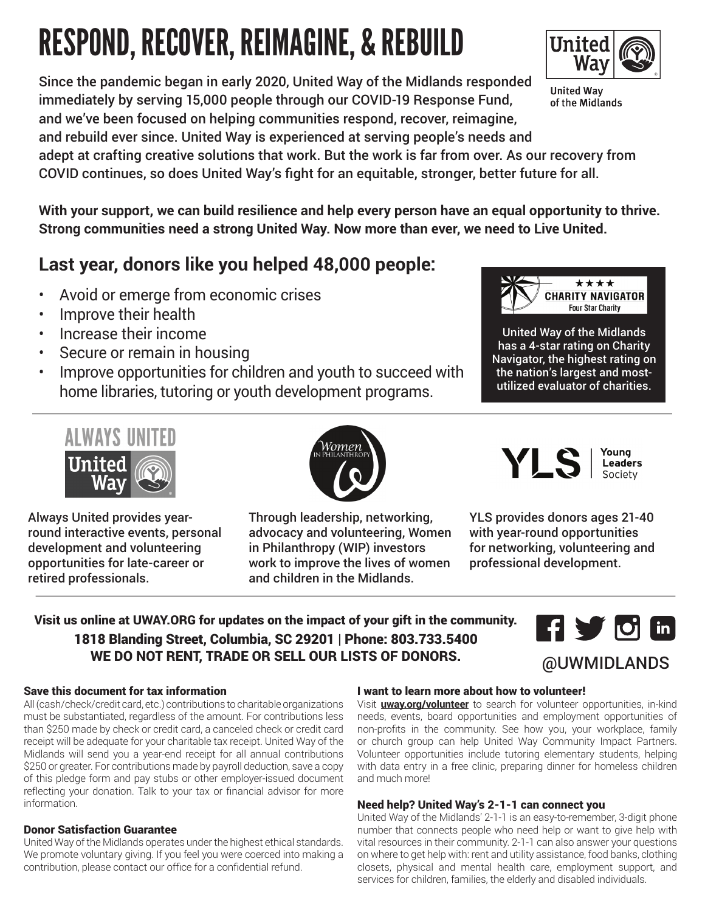# RESPOND, RECOVER, REIMAGINE, & REBUILD

United Way of the Midlands

Since the pandemic began in early 2020, United Way of the Midlands responded immediately by serving 15,000 people through our COVID-19 Response Fund, and we've been focused on helping communities respond, recover, reimagine, and rebuild ever since. United Way is experienced at serving people's needs and adept at crafting creative solutions that work. But the work is far from over. As our recovery from COVID continues, so does United Way's fight for an equitable, stronger, better future for all.

**With your support, we can build resilience and help every person have an equal opportunity to thrive. Strong communities need a strong United Way. Now more than ever, we need to Live United.**

## Last year, donors like you helped 48,000 people:

- Avoid or emerge from economic crises
- Improve their health
- Increase their income
- Secure or remain in housing
- Improve opportunities for children and youth to succeed with home libraries, tutoring or youth development programs.

★★★★ CHARITY NAVIGATOR Four Star Charity

United Way of the Midlands has a 4-star rating on Charity Navigator, the highest rating on the nation's largest and most-utilized evaluator of charities.

ALWAYS UNITED

Always United provides year-round interactive events, personal development and volunteering opportunities for late-career or retired professionals.

Women in Philanthropy

Through leadership, networking, advocacy and volunteering, Women in Philanthropy (WIP) investors work to improve the lives of women and children in the Midlands.

YLS | Young Leaders Society

YLS provides donors ages 21-40 with year-round opportunities for networking, volunteering and professional development.

**Visit us online at UWAY.ORG for updates on the impact of your gift in the community.**
**1818 Blanding Street, Columbia, SC 29201 | Phone: 803.733.5400**
**WE DO NOT RENT, TRADE OR SELL OUR LISTS OF DONORS.**

@UWMIDLANDS

### Save this document for tax information

All (cash/check/credit card, etc.) contributions to charitable organizations must be substantiated, regardless of the amount. For contributions less than $250 made by check or credit card, a canceled check or credit card receipt will be adequate for your charitable tax receipt. United Way of the Midlands will send you a year-end receipt for all annual contributions $250 or greater. For contributions made by payroll deduction, save a copy of this pledge form and pay stubs or other employer-issued document reflecting your donation. Talk to your tax or financial advisor for more information.

### Donor Satisfaction Guarantee

United Way of the Midlands operates under the highest ethical standards. We promote voluntary giving. If you feel you were coerced into making a contribution, please contact our office for a confidential refund.

### I want to learn more about how to volunteer!

Visit **uway.org/volunteer** to search for volunteer opportunities, in-kind needs, events, board opportunities and employment opportunities of non-profits in the community. See how you, your workplace, family or church group can help United Way Community Impact Partners. Volunteer opportunities include tutoring elementary students, helping with data entry in a free clinic, preparing dinner for homeless children and much more!

### Need help? United Way's 2-1-1 can connect you

United Way of the Midlands' 2-1-1 is an easy-to-remember, 3-digit phone number that connects people who need help or want to give help with vital resources in their community. 2-1-1 can also answer your questions on where to get help with: rent and utility assistance, food banks, clothing closets, physical and mental health care, employment support, and services for children, families, the elderly and disabled individuals.